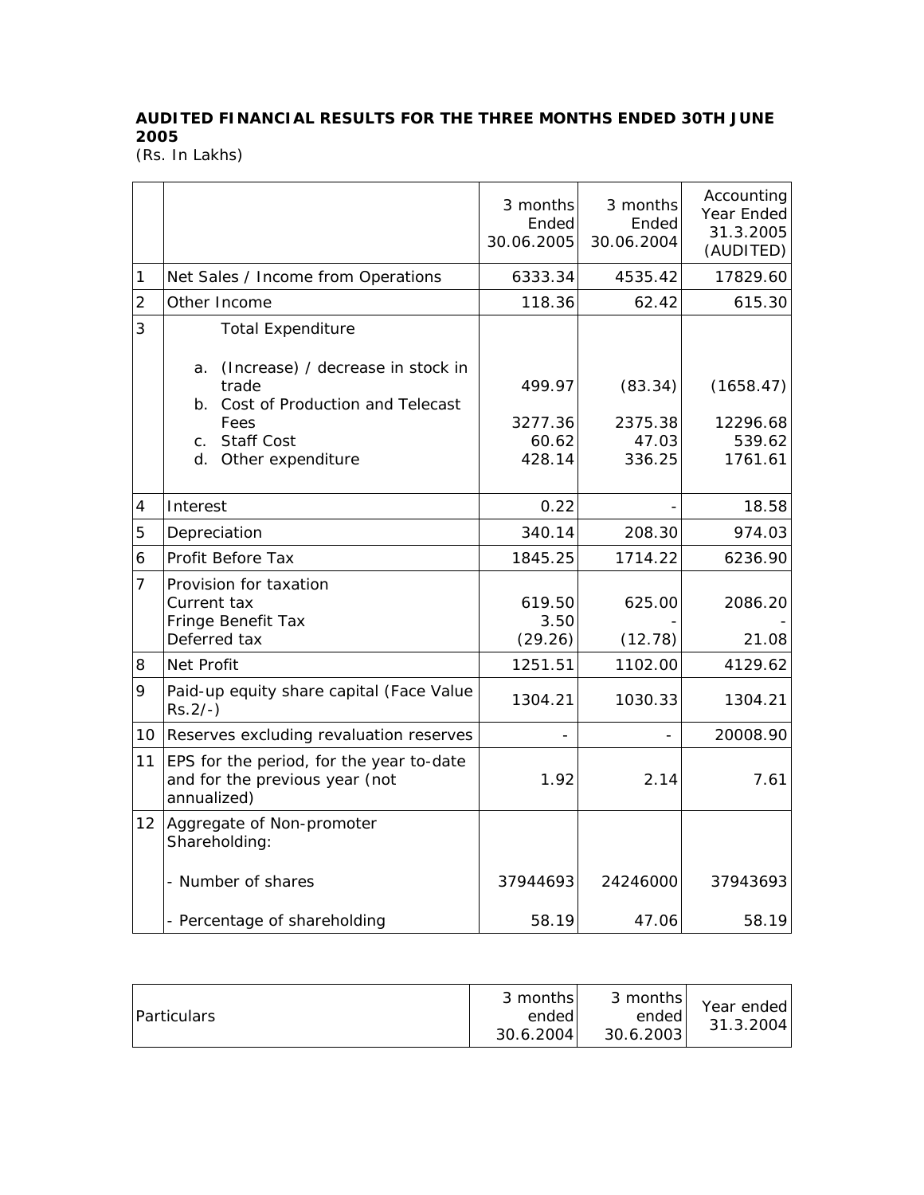**AUDITED FINANCIAL RESULTS FOR THE THREE MONTHS ENDED 30TH JUNE 2005**
(Rs. In Lakhs)

| | | 3 months Ended 30.06.2005 | 3 months Ended 30.06.2004 | Accounting Year Ended 31.3.2005 (AUDITED) |
|---|---|---|---|---|
| 1 | Net Sales / Income from Operations | 6333.34 | 4535.42 | 17829.60 |
| 2 | Other Income | 118.36 | 62.42 | 615.30 |
| 3 | Total Expenditure | | | |
| | a. (Increase) / decrease in stock in trade | 499.97 | (83.34) | (1658.47) |
| | b. Cost of Production and Telecast Fees | 3277.36 | 2375.38 | 12296.68 |
| | c. Staff Cost | 60.62 | 47.03 | 539.62 |
| | d. Other expenditure | 428.14 | 336.25 | 1761.61 |
| 4 | Interest | 0.22 | - | 18.58 |
| 5 | Depreciation | 340.14 | 208.30 | 974.03 |
| 6 | Profit Before Tax | 1845.25 | 1714.22 | 6236.90 |
| 7 | Provision for taxation | | | |
| | Current tax | 619.50 | 625.00 | 2086.20 |
| | Fringe Benefit Tax | 3.50 | - | - |
| | Deferred tax | (29.26) | (12.78) | 21.08 |
| 8 | Net Profit | 1251.51 | 1102.00 | 4129.62 |
| 9 | Paid-up equity share capital (Face Value Rs.2/-) | 1304.21 | 1030.33 | 1304.21 |
| 10 | Reserves excluding revaluation reserves | - | - | 20008.90 |
| 11 | EPS for the period, for the year to-date and for the previous year (not annualized) | 1.92 | 2.14 | 7.61 |
| 12 | Aggregate of Non-promoter Shareholding: | | | |
| | - Number of shares | 37944693 | 24246000 | 37943693 |
| | - Percentage of shareholding | 58.19 | 47.06 | 58.19 |

| Particulars | 3 months ended 30.6.2004 | 3 months ended 30.6.2003 | Year ended 31.3.2004 |
|---|---|---|---|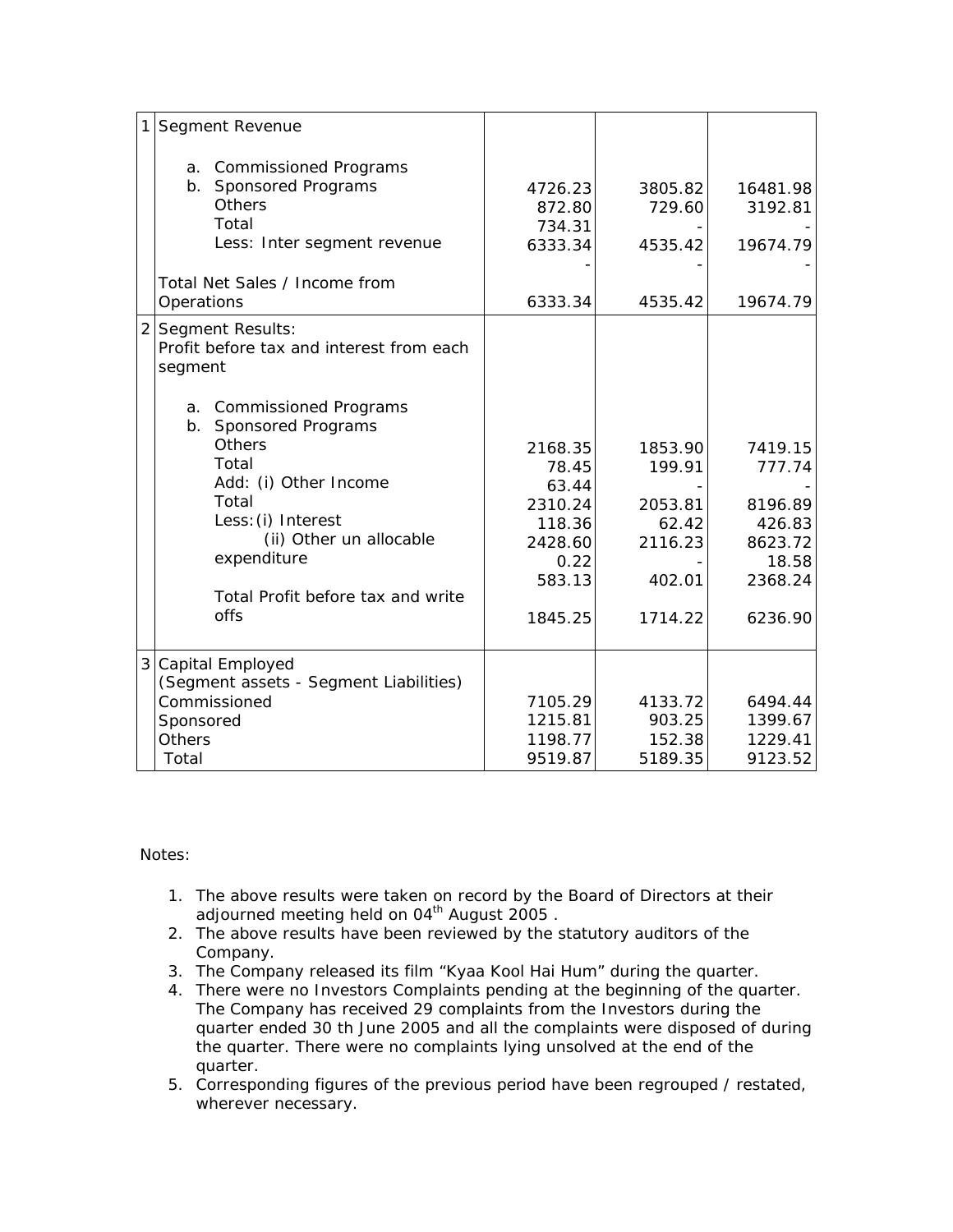| | Particulars | | | |
|---|---|---|---|---|
| 1 | **Segment Revenue** | | | |
| | a. Commissioned Programs | 4726.23 | 3805.82 | 16481.98 |
| | b. Sponsored Programs | 872.80 | 729.60 | 3192.81 |
| | Others | 734.31 | - | - |
| | Total | 6333.34 | 4535.42 | 19674.79 |
| | Less: Inter segment revenue | - | - | - |
| | Total Net Sales / Income from Operations | 6333.34 | 4535.42 | 19674.79 |
| 2 | **Segment Results:** Profit before tax and interest from each segment | | | |
| | a. Commissioned Programs | 2168.35 | 1853.90 | 7419.15 |
| | b. Sponsored Programs | 78.45 | 199.91 | 777.74 |
| | Others | 63.44 | - | - |
| | Total | 2310.24 | 2053.81 | 8196.89 |
| | Add: (i) Other Income | 118.36 | 62.42 | 426.83 |
| | Total | 2428.60 | 2116.23 | 8623.72 |
| | Less: (i) Interest | 0.22 | - | 18.58 |
| | (ii) Other un allocable expenditure | 583.13 | 402.01 | 2368.24 |
| | Total Profit before tax and write offs | 1845.25 | 1714.22 | 6236.90 |
| 3 | **Capital Employed** (Segment assets - Segment Liabilities) | | | |
| | Commissioned | 7105.29 | 4133.72 | 6494.44 |
| | Sponsored | 1215.81 | 903.25 | 1399.67 |
| | Others | 1198.77 | 152.38 | 1229.41 |
| | Total | 9519.87 | 5189.35 | 9123.52 |

Notes:

1. The above results were taken on record by the Board of Directors at their adjourned meeting held on 04th August 2005 .
2. The above results have been reviewed by the statutory auditors of the Company.
3. The Company released its film "Kyaa Kool Hai Hum" during the quarter.
4. There were no Investors Complaints pending at the beginning of the quarter. The Company has received 29 complaints from the Investors during the quarter ended 30 th June 2005 and all the complaints were disposed of during the quarter. There were no complaints lying unsolved at the end of the quarter.
5. Corresponding figures of the previous period have been regrouped / restated, wherever necessary.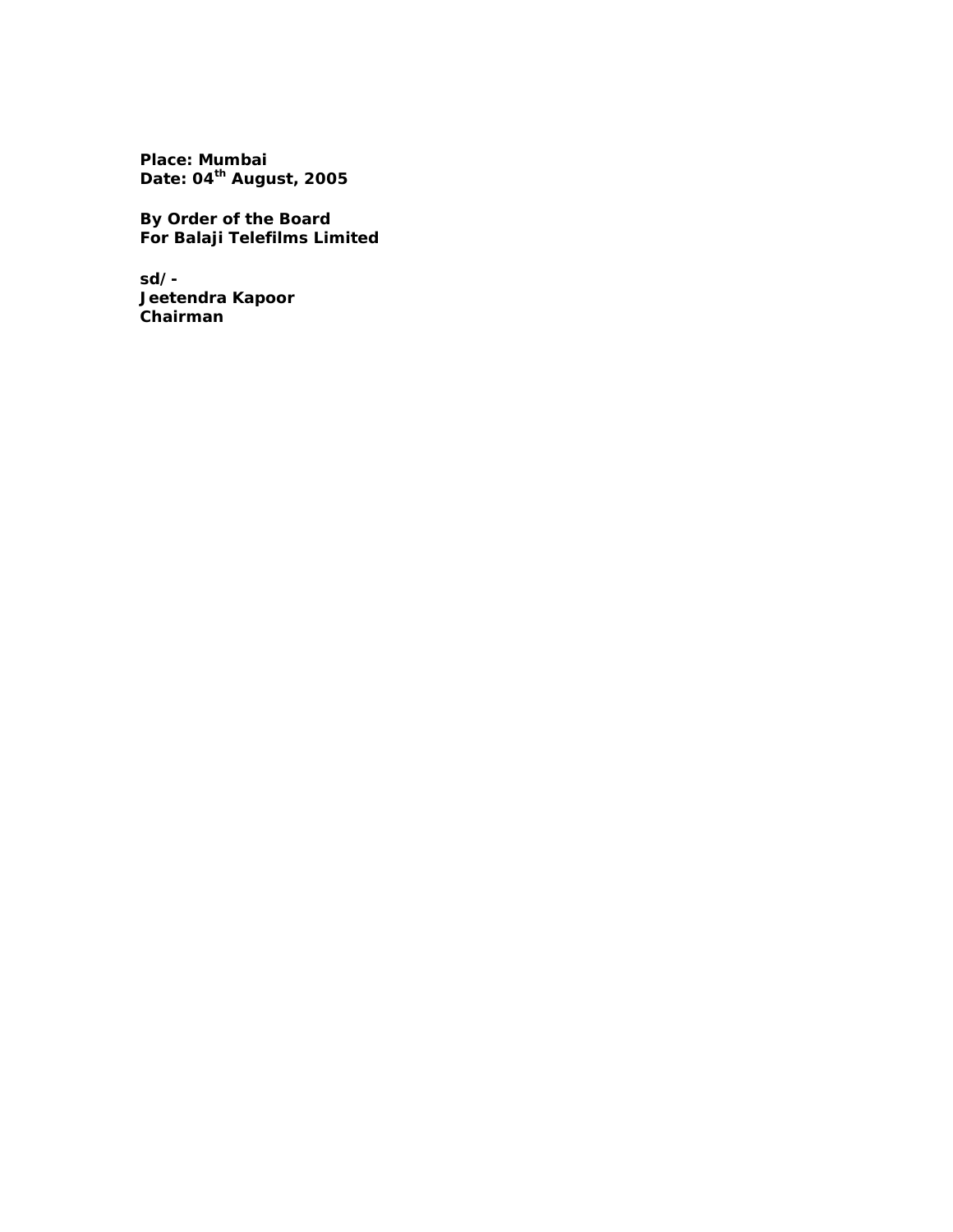**Place: Mumbai**
**Date: 04th August, 2005**

**By Order of the Board**
**For Balaji Telefilms Limited**

**sd/-**
**Jeetendra Kapoor**
**Chairman**